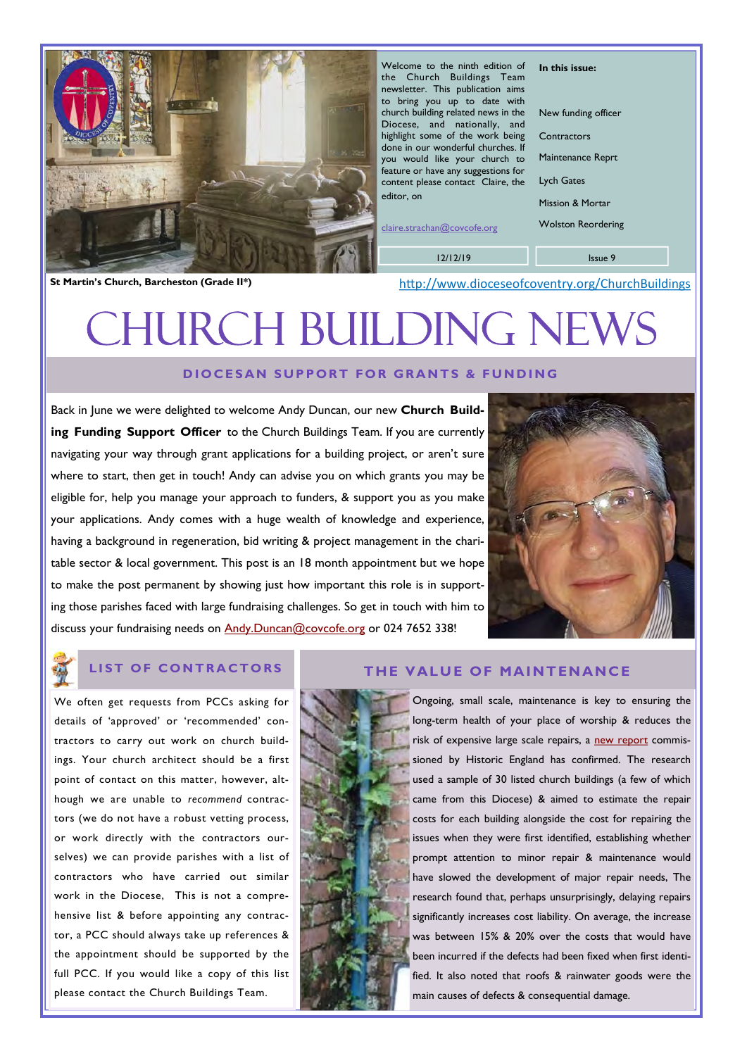St Martin's Church, Barcheston (Grade II*)

Welcome to the ninth edition of the Church Buildings Team newsletter. This publication aims to bring you up to date with church building related news in the Diocese, and nationally, and highlight some of the work being done in our wonderful churches. If you would like your church to feature or have any suggestions for content please contact Claire, the editor, on

claire.strachan@covcofe.org

**In this issue:**

- New funding officer
- Contractors
- Maintenance Reprt
- Lych Gates
- Mission & Mortar
- Wolston Reordering

12/12/19

Issue 9

http://www.dioceseofcoventry.org/ChurchBuildings

# CHURCH BUILDING NEWS

## DIOCESAN SUPPORT FOR GRANTS & FUNDING

Back in June we were delighted to welcome Andy Duncan, our new **Church Building Funding Support Officer** to the Church Buildings Team. If you are currently navigating your way through grant applications for a building project, or aren't sure where to start, then get in touch! Andy can advise you on which grants you may be eligible for, help you manage your approach to funders, & support you as you make your applications. Andy comes with a huge wealth of knowledge and experience, having a background in regeneration, bid writing & project management in the charitable sector & local government. This post is an 18 month appointment but we hope to make the post permanent by showing just how important this role is in supporting those parishes faced with large fundraising challenges. So get in touch with him to discuss your fundraising needs on Andy.Duncan@covcofe.org or 024 7652 338!

## LIST OF CONTRACTORS

We often get requests from PCCs asking for details of 'approved' or 'recommended' contractors to carry out work on church buildings. Your church architect should be a first point of contact on this matter, however, although we are unable to *recommend* contractors (we do not have a robust vetting process, or work directly with the contractors ourselves) we can provide parishes with a list of contractors who have carried out similar work in the Diocese, This is not a comprehensive list & before appointing any contractor, a PCC should always take up references & the appointment should be supported by the full PCC. If you would like a copy of this list please contact the Church Buildings Team.

## THE VALUE OF MAINTENANCE

Ongoing, small scale, maintenance is key to ensuring the long-term health of your place of worship & reduces the risk of expensive large scale repairs, a new report commissioned by Historic England has confirmed. The research used a sample of 30 listed church buildings (a few of which came from this Diocese) & aimed to estimate the repair costs for each building alongside the cost for repairing the issues when they were first identified, establishing whether prompt attention to minor repair & maintenance would have slowed the development of major repair needs, The research found that, perhaps unsurprisingly, delaying repairs significantly increases cost liability. On average, the increase was between 15% & 20% over the costs that would have been incurred if the defects had been fixed when first identified. It also noted that roofs & rainwater goods were the main causes of defects & consequential damage.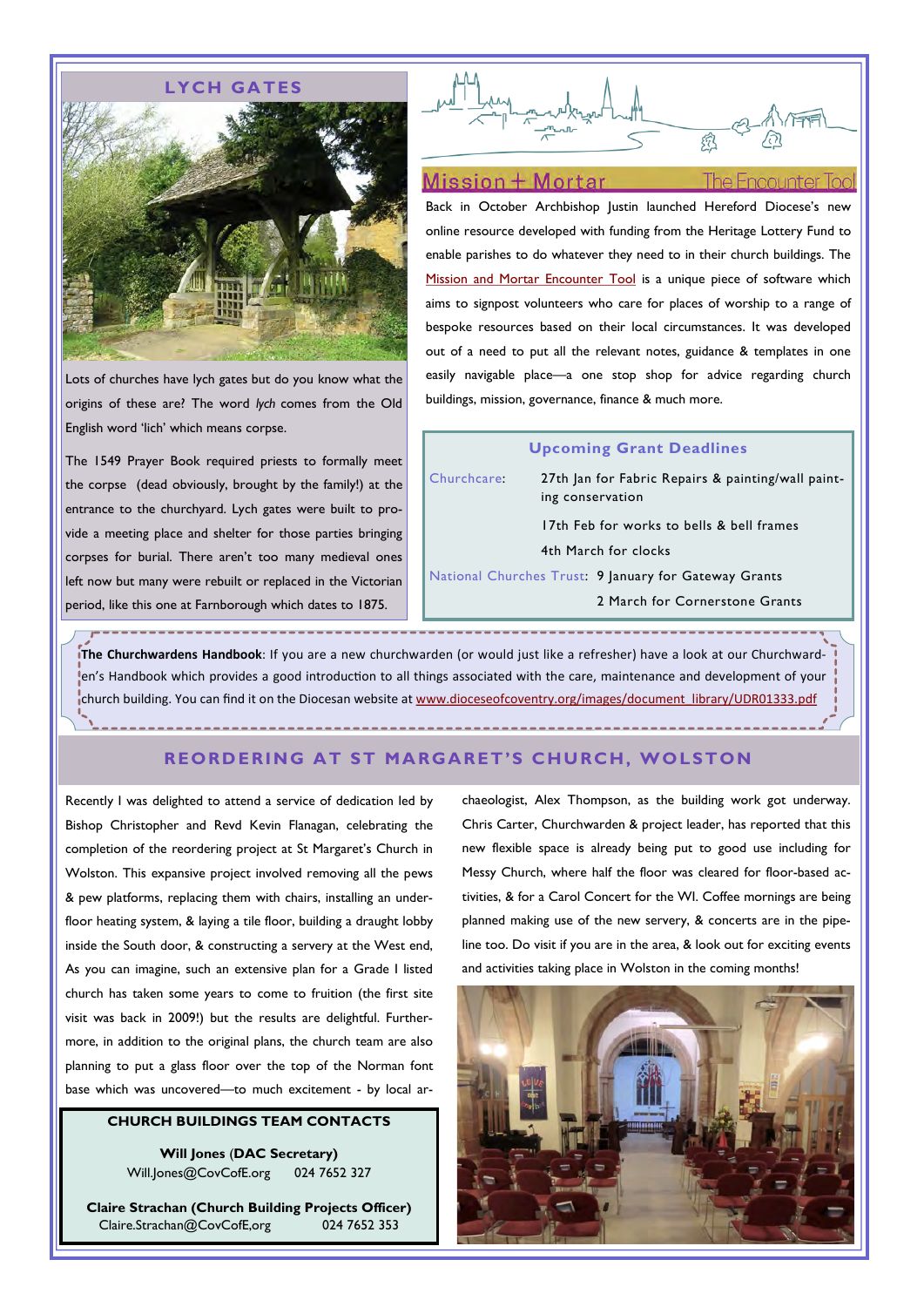## LYCH GATES

Lots of churches have lych gates but do you know what the origins of these are? The word *lych* comes from the Old English word 'lich' which means corpse.

The 1549 Prayer Book required priests to formally meet the corpse (dead obviously, brought by the family!) at the entrance to the churchyard. Lych gates were built to provide a meeting place and shelter for those parties bringing corpses for burial. There aren't too many medieval ones left now but many were rebuilt or replaced in the Victorian period, like this one at Farnborough which dates to 1875.

## Mission + Mortar — The Encounter Tool

Back in October Archbishop Justin launched Hereford Diocese's new online resource developed with funding from the Heritage Lottery Fund to enable parishes to do whatever they need to in their church buildings. The Mission and Mortar Encounter Tool is a unique piece of software which aims to signpost volunteers who care for places of worship to a range of bespoke resources based on their local circumstances. It was developed out of a need to put all the relevant notes, guidance & templates in one easily navigable place—a one stop shop for advice regarding church buildings, mission, governance, finance & much more.

### Upcoming Grant Deadlines

| | |
|---|---|
| Churchcare: | 27th Jan for Fabric Repairs & painting/wall painting conservation |
| | 17th Feb for works to bells & bell frames |
| | 4th March for clocks |
| National Churches Trust: | 9 January for Gateway Grants |
| | 2 March for Cornerstone Grants |

**The Churchwardens Handbook**: If you are a new churchwarden (or would just like a refresher) have a look at our Churchwarden's Handbook which provides a good introduction to all things associated with the care, maintenance and development of your church building. You can find it on the Diocesan website at www.dioceseofcoventry.org/images/document_library/UDR01333.pdf

## REORDERING AT ST MARGARET'S CHURCH, WOLSTON

Recently I was delighted to attend a service of dedication led by Bishop Christopher and Revd Kevin Flanagan, celebrating the completion of the reordering project at St Margaret's Church in Wolston. This expansive project involved removing all the pews & pew platforms, replacing them with chairs, installing an underfloor heating system, & laying a tile floor, building a draught lobby inside the South door, & constructing a servery at the West end, As you can imagine, such an extensive plan for a Grade I listed church has taken some years to come to fruition (the first site visit was back in 2009!) but the results are delightful. Furthermore, in addition to the original plans, the church team are also planning to put a glass floor over the top of the Norman font base which was uncovered—to much excitement - by local archaeologist, Alex Thompson, as the building work got underway. Chris Carter, Churchwarden & project leader, has reported that this new flexible space is already being put to good use including for Messy Church, where half the floor was cleared for floor-based activities, & for a Carol Concert for the WI. Coffee mornings are being planned making use of the new servery, & concerts are in the pipeline too. Do visit if you are in the area, & look out for exciting events and activities taking place in Wolston in the coming months!

**CHURCH BUILDINGS TEAM CONTACTS**

**Will Jones (DAC Secretary)**
Will.Jones@CovCofE.org 024 7652 327

**Claire Strachan (Church Building Projects Officer)**
Claire.Strachan@CovCofE,org 024 7652 353